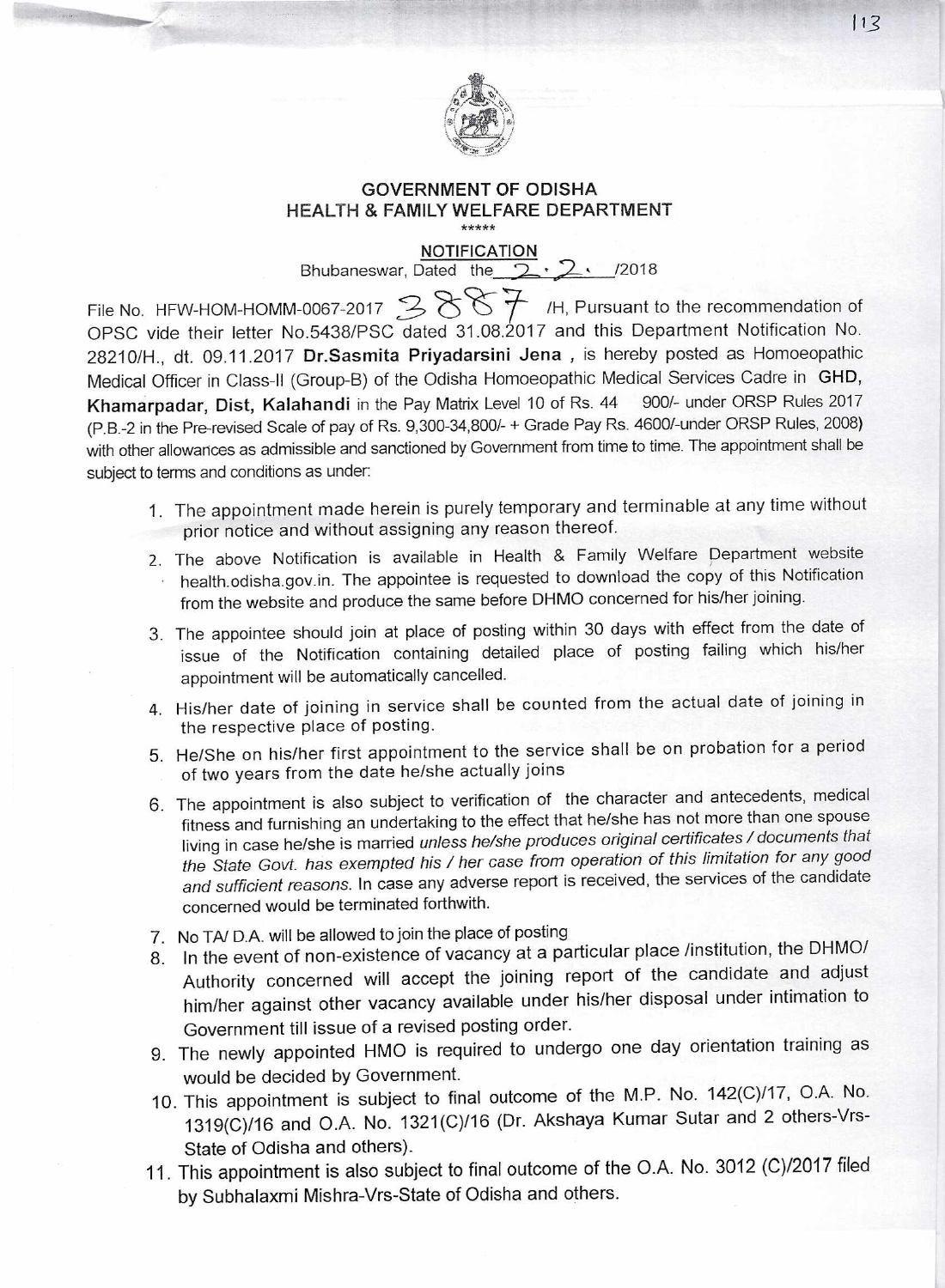# GOVERNMENT OF ODISHA
## HEALTH & FAMILY WELFARE DEPARTMENT

\*\*\*\*\*

**NOTIFICATION**

Bhubaneswar, Dated the 2.2./2018

File No. HFW-HOM-HOMM-0067-2017 3887 /H, Pursuant to the recommendation of OPSC vide their letter No.5438/PSC dated 31.08.2017 and this Department Notification No. 28210/H., dt. 09.11.2017 **Dr.Sasmita Priyadarsini Jena ,** is hereby posted as Homoeopathic Medical Officer in Class-II (Group-B) of the Odisha Homoeopathic Medical Services Cadre in **GHD, Khamarpadar, Dist, Kalahandi** in the Pay Matrix Level 10 of Rs. 44 900/- under ORSP Rules 2017 (P.B.-2 in the Pre-revised Scale of pay of Rs. 9,300-34,800/- + Grade Pay Rs. 4600/-under ORSP Rules, 2008) with other allowances as admissible and sanctioned by Government from time to time. The appointment shall be subject to terms and conditions as under:

1. The appointment made herein is purely temporary and terminable at any time without prior notice and without assigning any reason thereof.
2. The above Notification is available in Health & Family Welfare Department website health.odisha.gov.in. The appointee is requested to download the copy of this Notification from the website and produce the same before DHMO concerned for his/her joining.
3. The appointee should join at place of posting within 30 days with effect from the date of issue of the Notification containing detailed place of posting failing which his/her appointment will be automatically cancelled.
4. His/her date of joining in service shall be counted from the actual date of joining in the respective place of posting.
5. He/She on his/her first appointment to the service shall be on probation for a period of two years from the date he/she actually joins
6. The appointment is also subject to verification of the character and antecedents, medical fitness and furnishing an undertaking to the effect that he/she has not more than one spouse living in case he/she is married *unless he/she produces original certificates / documents that the State Govt. has exempted his / her case from operation of this limitation for any good and sufficient reasons.* In case any adverse report is received, the services of the candidate concerned would be terminated forthwith.
7. No TA/ D.A. will be allowed to join the place of posting
8. In the event of non-existence of vacancy at a particular place /institution, the DHMO/ Authority concerned will accept the joining report of the candidate and adjust him/her against other vacancy available under his/her disposal under intimation to Government till issue of a revised posting order.
9. The newly appointed HMO is required to undergo one day orientation training as would be decided by Government.
10. This appointment is subject to final outcome of the M.P. No. 142(C)/17, O.A. No. 1319(C)/16 and O.A. No. 1321(C)/16 (Dr. Akshaya Kumar Sutar and 2 others-Vrs-State of Odisha and others).
11. This appointment is also subject to final outcome of the O.A. No. 3012 (C)/2017 filed by Subhalaxmi Mishra-Vrs-State of Odisha and others.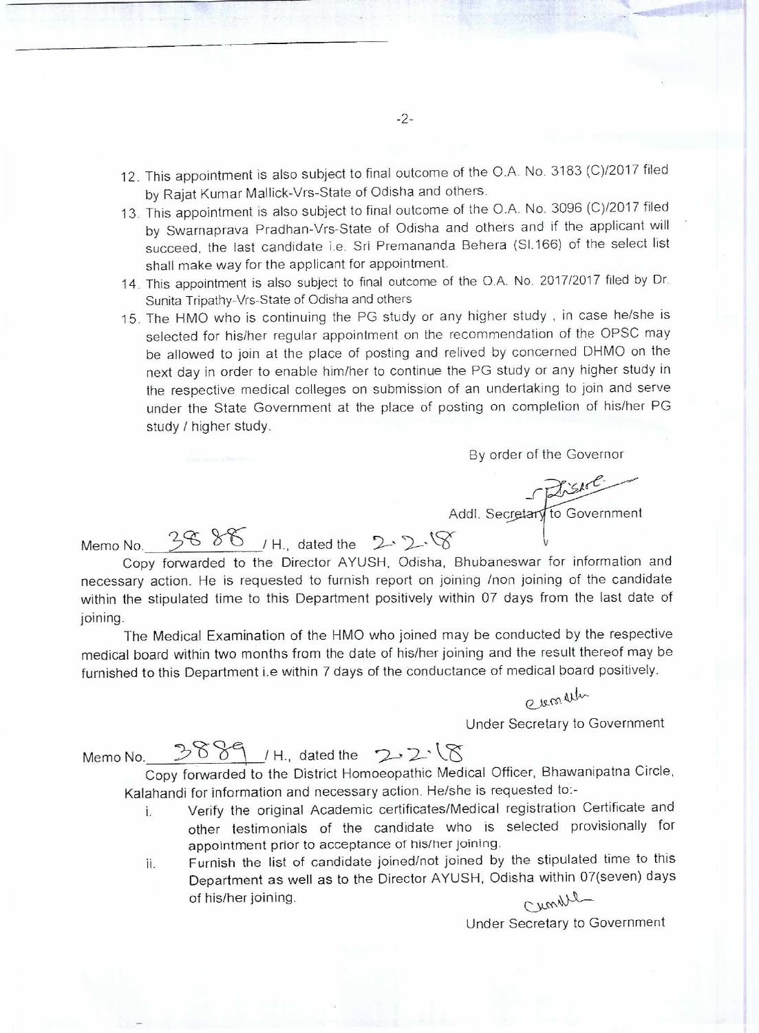12. This appointment is also subject to final outcome of the O.A. No. 3183 (C)/2017 filed by Rajat Kumar Mallick-Vrs-State of Odisha and others.
13. This appointment is also subject to final outcome of the O.A. No. 3096 (C)/2017 filed by Swarnaprava Pradhan-Vrs-State of Odisha and others and if the applicant will succeed, the last candidate i.e. Sri Premananda Behera (Sl.166) of the select list shall make way for the applicant for appointment.
14. This appointment is also subject to final outcome of the O.A. No. 2017/2017 filed by Dr. Sunita Tripathy-Vrs-State of Odisha and others
15. The HMO who is continuing the PG study or any higher study , in case he/she is selected for his/her regular appointment on the recommendation of the OPSC may be allowed to join at the place of posting and relived by concerned DHMO on the next day in order to enable him/her to continue the PG study or any higher study in the respective medical colleges on submission of an undertaking to join and serve under the State Government at the place of posting on completion of his/her PG study / higher study.

By order of the Governor

Addl. Secretary to Government

Memo No. 3888 / H., dated the 2.2.18

Copy forwarded to the Director AYUSH, Odisha, Bhubaneswar for information and necessary action. He is requested to furnish report on joining /non joining of the candidate within the stipulated time to this Department positively within 07 days from the last date of joining.

The Medical Examination of the HMO who joined may be conducted by the respective medical board within two months from the date of his/her joining and the result thereof may be furnished to this Department i.e within 7 days of the conductance of medical board positively.

Under Secretary to Government

Memo No. 3889 / H., dated the 2.2.18

Copy forwarded to the District Homoeopathic Medical Officer, Bhawanipatna Circle, Kalahandi for information and necessary action. He/she is requested to:-

i. Verify the original Academic certificates/Medical registration Certificate and other testimonials of the candidate who is selected provisionally for appointment prior to acceptance of his/her joining.
ii. Furnish the list of candidate joined/not joined by the stipulated time to this Department as well as to the Director AYUSH, Odisha within 07(seven) days of his/her joining.

Under Secretary to Government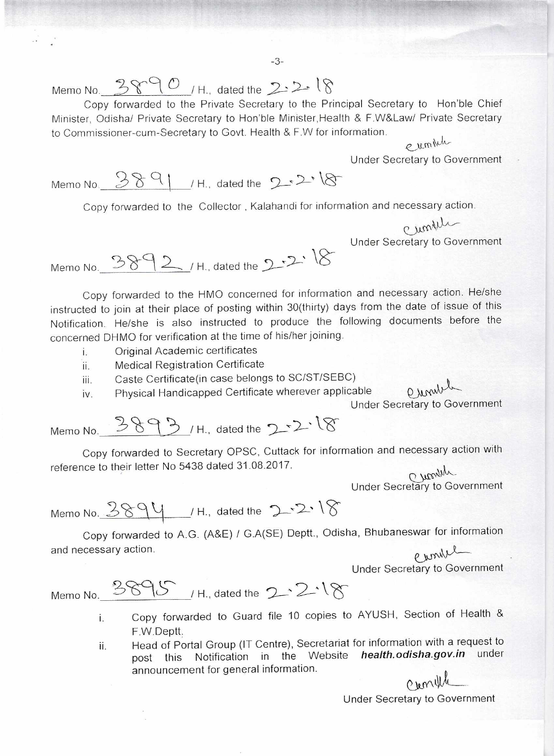Memo No. 3890 / H., dated the 2.2.18

Copy forwarded to the Private Secretary to the Principal Secretary to Hon'ble Chief Minister, Odisha/ Private Secretary to Hon'ble Minister,Health & F.W&Law/ Private Secretary to Commissioner-cum-Secretary to Govt. Health & F.W for information.

Under Secretary to Government

Memo No. 3891 / H., dated the 2.2.18

Copy forwarded to the Collector , Kalahandi for information and necessary action.

Under Secretary to Government

Memo No. 3892 / H., dated the 2.2.18

Copy forwarded to the HMO concerned for information and necessary action. He/she instructed to join at their place of posting within 30(thirty) days from the date of issue of this Notification. He/she is also instructed to produce the following documents before the concerned DHMO for verification at the time of his/her joining.

i. Original Academic certificates
ii. Medical Registration Certificate
iii. Caste Certificate(in case belongs to SC/ST/SEBC)
iv. Physical Handicapped Certificate wherever applicable

Under Secretary to Government

Memo No. 3893 / H., dated the 2.2.18

Copy forwarded to Secretary OPSC, Cuttack for information and necessary action with reference to their letter No 5438 dated 31.08.2017.

Under Secretary to Government

Memo No. 3894 / H., dated the 2.2.18

Copy forwarded to A.G. (A&E) / G.A(SE) Deptt., Odisha, Bhubaneswar for information and necessary action.

Under Secretary to Government

Memo No. 3895 / H., dated the 2.2.18

i. Copy forwarded to Guard file 10 copies to AYUSH, Section of Health & F.W.Deptt.
ii. Head of Portal Group (IT Centre), Secretariat for information with a request to post this Notification in the Website ***health.odisha.gov.in*** under announcement for general information.

Under Secretary to Government